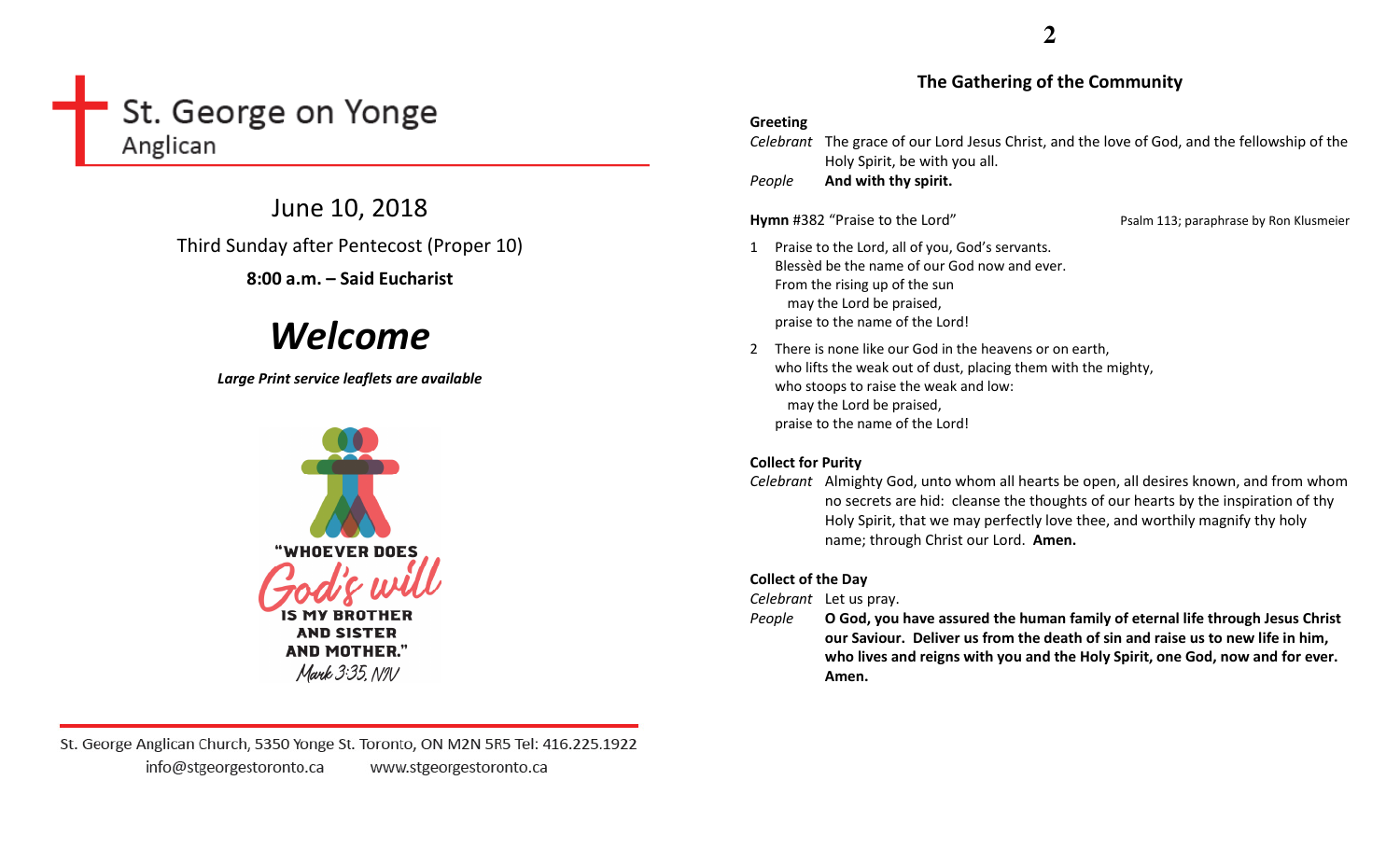# St. George on Yonge
Anglican

## June 10, 2018

Third Sunday after Pentecost (Proper 10)

**8:00 a.m. – Said Eucharist**

# *Welcome*

***Large Print service leaflets are available***

"WHOEVER DOES God's will IS MY BROTHER AND SISTER AND MOTHER."
Mark 3:35, NIV

St. George Anglican Church, 5350 Yonge St. Toronto, ON M2N 5R5 Tel: 416.225.1922
info@stgeorgestoronto.ca www.stgeorgestoronto.ca

## The Gathering of the Community

**Greeting**

*Celebrant* The grace of our Lord Jesus Christ, and the love of God, and the fellowship of the Holy Spirit, be with you all.

*People* **And with thy spirit.**

**Hymn** #382 "Praise to the Lord" Psalm 113; paraphrase by Ron Klusmeier

1 Praise to the Lord, all of you, God's servants.
Blessèd be the name of our God now and ever.
From the rising up of the sun
may the Lord be praised,
praise to the name of the Lord!

2 There is none like our God in the heavens or on earth,
who lifts the weak out of dust, placing them with the mighty,
who stoops to raise the weak and low:
may the Lord be praised,
praise to the name of the Lord!

**Collect for Purity**

*Celebrant* Almighty God, unto whom all hearts be open, all desires known, and from whom no secrets are hid: cleanse the thoughts of our hearts by the inspiration of thy Holy Spirit, that we may perfectly love thee, and worthily magnify thy holy name; through Christ our Lord. **Amen.**

**Collect of the Day**

*Celebrant* Let us pray.

*People* **O God, you have assured the human family of eternal life through Jesus Christ our Saviour. Deliver us from the death of sin and raise us to new life in him, who lives and reigns with you and the Holy Spirit, one God, now and for ever. Amen.**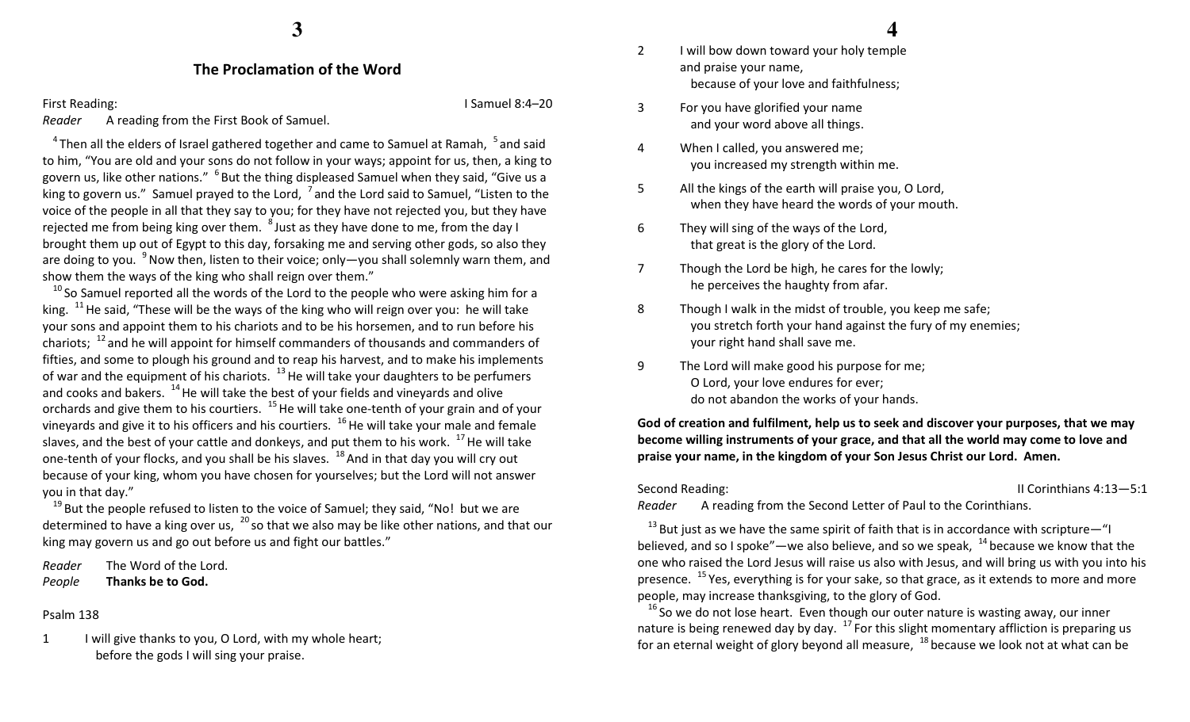## The Proclamation of the Word

First Reading: I Samuel 8:4–20

*Reader* A reading from the First Book of Samuel.

[4] Then all the elders of Israel gathered together and came to Samuel at Ramah, [5] and said to him, "You are old and your sons do not follow in your ways; appoint for us, then, a king to govern us, like other nations." [6] But the thing displeased Samuel when they said, "Give us a king to govern us." Samuel prayed to the Lord, [7] and the Lord said to Samuel, "Listen to the voice of the people in all that they say to you; for they have not rejected you, but they have rejected me from being king over them. [8] Just as they have done to me, from the day I brought them up out of Egypt to this day, forsaking me and serving other gods, so also they are doing to you. [9] Now then, listen to their voice; only—you shall solemnly warn them, and show them the ways of the king who shall reign over them."

[10] So Samuel reported all the words of the Lord to the people who were asking him for a king. [11] He said, "These will be the ways of the king who will reign over you: he will take your sons and appoint them to his chariots and to be his horsemen, and to run before his chariots; [12] and he will appoint for himself commanders of thousands and commanders of fifties, and some to plough his ground and to reap his harvest, and to make his implements of war and the equipment of his chariots. [13] He will take your daughters to be perfumers and cooks and bakers. [14] He will take the best of your fields and vineyards and olive orchards and give them to his courtiers. [15] He will take one-tenth of your grain and of your vineyards and give it to his officers and his courtiers. [16] He will take your male and female slaves, and the best of your cattle and donkeys, and put them to his work. [17] He will take one-tenth of your flocks, and you shall be his slaves. [18] And in that day you will cry out because of your king, whom you have chosen for yourselves; but the Lord will not answer you in that day."

[19] But the people refused to listen to the voice of Samuel; they said, "No! but we are determined to have a king over us, [20] so that we also may be like other nations, and that our king may govern us and go out before us and fight our battles."

*Reader* The Word of the Lord.
*People* **Thanks be to God.**

Psalm 138

1 I will give thanks to you, O Lord, with my whole heart;
  before the gods I will sing your praise.

2 I will bow down toward your holy temple
  and praise your name,
  because of your love and faithfulness;

3 For you have glorified your name
  and your word above all things.

4 When I called, you answered me;
  you increased my strength within me.

5 All the kings of the earth will praise you, O Lord,
  when they have heard the words of your mouth.

6 They will sing of the ways of the Lord,
  that great is the glory of the Lord.

7 Though the Lord be high, he cares for the lowly;
  he perceives the haughty from afar.

8 Though I walk in the midst of trouble, you keep me safe;
  you stretch forth your hand against the fury of my enemies;
  your right hand shall save me.

9 The Lord will make good his purpose for me;
  O Lord, your love endures for ever;
  do not abandon the works of your hands.

**God of creation and fulfilment, help us to seek and discover your purposes, that we may become willing instruments of your grace, and that all the world may come to love and praise your name, in the kingdom of your Son Jesus Christ our Lord. Amen.**

Second Reading: II Corinthians 4:13—5:1

*Reader* A reading from the Second Letter of Paul to the Corinthians.

[13] But just as we have the same spirit of faith that is in accordance with scripture—"I believed, and so I spoke"—we also believe, and so we speak, [14] because we know that the one who raised the Lord Jesus will raise us also with Jesus, and will bring us with you into his presence. [15] Yes, everything is for your sake, so that grace, as it extends to more and more people, may increase thanksgiving, to the glory of God.

[16] So we do not lose heart. Even though our outer nature is wasting away, our inner nature is being renewed day by day. [17] For this slight momentary affliction is preparing us for an eternal weight of glory beyond all measure, [18] because we look not at what can be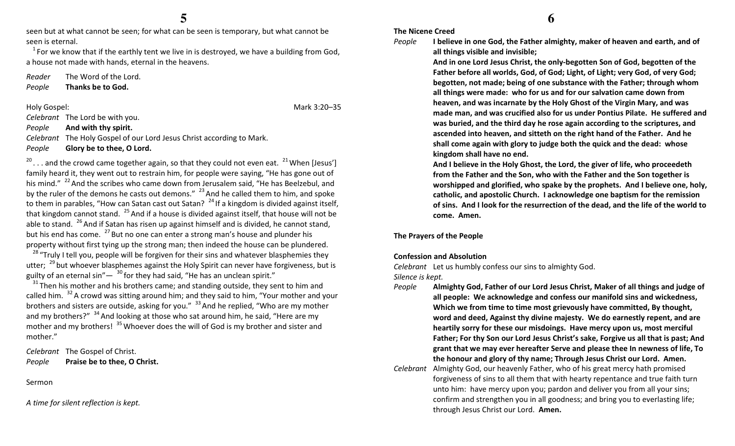seen but at what cannot be seen; for what can be seen is temporary, but what cannot be seen is eternal.

[1] For we know that if the earthly tent we live in is destroyed, we have a building from God, a house not made with hands, eternal in the heavens.

*Reader* The Word of the Lord.
*People* **Thanks be to God.**

Holy Gospel: Mark 3:20–35

*Celebrant* The Lord be with you.
*People* **And with thy spirit.**
*Celebrant* The Holy Gospel of our Lord Jesus Christ according to Mark.
*People* **Glory be to thee, O Lord.**

[20] . . . and the crowd came together again, so that they could not even eat. [21] When [Jesus'] family heard it, they went out to restrain him, for people were saying, "He has gone out of his mind." [22] And the scribes who came down from Jerusalem said, "He has Beelzebul, and by the ruler of the demons he casts out demons." [23] And he called them to him, and spoke to them in parables, "How can Satan cast out Satan? [24] If a kingdom is divided against itself, that kingdom cannot stand. [25] And if a house is divided against itself, that house will not be able to stand. [26] And if Satan has risen up against himself and is divided, he cannot stand, but his end has come. [27] But no one can enter a strong man's house and plunder his property without first tying up the strong man; then indeed the house can be plundered.

[28] "Truly I tell you, people will be forgiven for their sins and whatever blasphemies they utter; [29] but whoever blasphemes against the Holy Spirit can never have forgiveness, but is guilty of an eternal sin"— [30] for they had said, "He has an unclean spirit."

[31] Then his mother and his brothers came; and standing outside, they sent to him and called him. [32] A crowd was sitting around him; and they said to him, "Your mother and your brothers and sisters are outside, asking for you." [33] And he replied, "Who are my mother and my brothers?" [34] And looking at those who sat around him, he said, "Here are my mother and my brothers! [35] Whoever does the will of God is my brother and sister and mother."

*Celebrant* The Gospel of Christ.
*People* **Praise be to thee, O Christ.**

Sermon

*A time for silent reflection is kept.*

**The Nicene Creed**

*People* **I believe in one God, the Father almighty, maker of heaven and earth, and of all things visible and invisible;**

**And in one Lord Jesus Christ, the only-begotten Son of God, begotten of the Father before all worlds, God, of God; Light, of Light; very God, of very God; begotten, not made; being of one substance with the Father; through whom all things were made: who for us and for our salvation came down from heaven, and was incarnate by the Holy Ghost of the Virgin Mary, and was made man, and was crucified also for us under Pontius Pilate. He suffered and was buried, and the third day he rose again according to the scriptures, and ascended into heaven, and sitteth on the right hand of the Father. And he shall come again with glory to judge both the quick and the dead: whose kingdom shall have no end.**

**And I believe in the Holy Ghost, the Lord, the giver of life, who proceedeth from the Father and the Son, who with the Father and the Son together is worshipped and glorified, who spake by the prophets. And I believe one, holy, catholic, and apostolic Church. I acknowledge one baptism for the remission of sins. And I look for the resurrection of the dead, and the life of the world to come. Amen.**

**The Prayers of the People**

**Confession and Absolution**

*Celebrant* Let us humbly confess our sins to almighty God.

*Silence is kept.*

*People* **Almighty God, Father of our Lord Jesus Christ, Maker of all things and judge of all people: We acknowledge and confess our manifold sins and wickedness, Which we from time to time most grievously have committed, By thought, word and deed, Against thy divine majesty. We do earnestly repent, and are heartily sorry for these our misdoings. Have mercy upon us, most merciful Father; For thy Son our Lord Jesus Christ's sake, Forgive us all that is past; And grant that we may ever hereafter Serve and please thee In newness of life, To the honour and glory of thy name; Through Jesus Christ our Lord. Amen.**

*Celebrant* Almighty God, our heavenly Father, who of his great mercy hath promised forgiveness of sins to all them that with hearty repentance and true faith turn unto him: have mercy upon you; pardon and deliver you from all your sins; confirm and strengthen you in all goodness; and bring you to everlasting life; through Jesus Christ our Lord. **Amen.**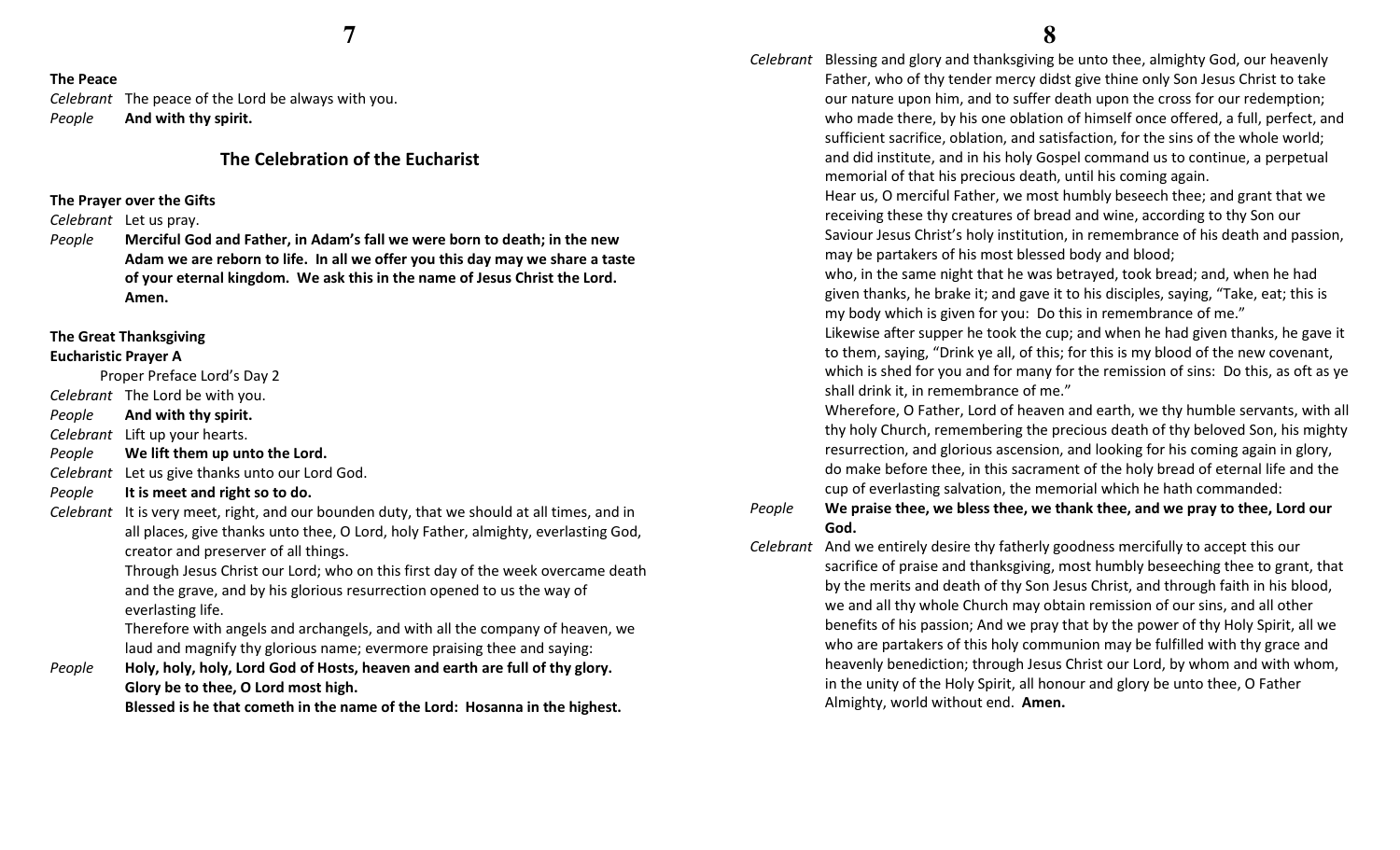**The Peace**

*Celebrant* The peace of the Lord be always with you.
*People* **And with thy spirit.**

## The Celebration of the Eucharist

**The Prayer over the Gifts**

*Celebrant* Let us pray.
*People* **Merciful God and Father, in Adam's fall we were born to death; in the new Adam we are reborn to life. In all we offer you this day may we share a taste of your eternal kingdom. We ask this in the name of Jesus Christ the Lord. Amen.**

**The Great Thanksgiving**
**Eucharistic Prayer A**

Proper Preface Lord's Day 2

*Celebrant* The Lord be with you.
*People* **And with thy spirit.**
*Celebrant* Lift up your hearts.
*People* **We lift them up unto the Lord.**
*Celebrant* Let us give thanks unto our Lord God.
*People* **It is meet and right so to do.**
*Celebrant* It is very meet, right, and our bounden duty, that we should at all times, and in all places, give thanks unto thee, O Lord, holy Father, almighty, everlasting God, creator and preserver of all things.
Through Jesus Christ our Lord; who on this first day of the week overcame death and the grave, and by his glorious resurrection opened to us the way of everlasting life.
Therefore with angels and archangels, and with all the company of heaven, we laud and magnify thy glorious name; evermore praising thee and saying:
*People* **Holy, holy, holy, Lord God of Hosts, heaven and earth are full of thy glory. Glory be to thee, O Lord most high.**
**Blessed is he that cometh in the name of the Lord: Hosanna in the highest.**

*Celebrant* Blessing and glory and thanksgiving be unto thee, almighty God, our heavenly Father, who of thy tender mercy didst give thine only Son Jesus Christ to take our nature upon him, and to suffer death upon the cross for our redemption; who made there, by his one oblation of himself once offered, a full, perfect, and sufficient sacrifice, oblation, and satisfaction, for the sins of the whole world; and did institute, and in his holy Gospel command us to continue, a perpetual memorial of that his precious death, until his coming again.
Hear us, O merciful Father, we most humbly beseech thee; and grant that we receiving these thy creatures of bread and wine, according to thy Son our Saviour Jesus Christ's holy institution, in remembrance of his death and passion, may be partakers of his most blessed body and blood;
who, in the same night that he was betrayed, took bread; and, when he had given thanks, he brake it; and gave it to his disciples, saying, "Take, eat; this is my body which is given for you: Do this in remembrance of me."
Likewise after supper he took the cup; and when he had given thanks, he gave it to them, saying, "Drink ye all, of this; for this is my blood of the new covenant, which is shed for you and for many for the remission of sins: Do this, as oft as ye shall drink it, in remembrance of me."
Wherefore, O Father, Lord of heaven and earth, we thy humble servants, with all thy holy Church, remembering the precious death of thy beloved Son, his mighty resurrection, and glorious ascension, and looking for his coming again in glory, do make before thee, in this sacrament of the holy bread of eternal life and the cup of everlasting salvation, the memorial which he hath commanded:
*People* **We praise thee, we bless thee, we thank thee, and we pray to thee, Lord our God.**
*Celebrant* And we entirely desire thy fatherly goodness mercifully to accept this our sacrifice of praise and thanksgiving, most humbly beseeching thee to grant, that by the merits and death of thy Son Jesus Christ, and through faith in his blood, we and all thy whole Church may obtain remission of our sins, and all other benefits of his passion; And we pray that by the power of thy Holy Spirit, all we who are partakers of this holy communion may be fulfilled with thy grace and heavenly benediction; through Jesus Christ our Lord, by whom and with whom, in the unity of the Holy Spirit, all honour and glory be unto thee, O Father Almighty, world without end. **Amen.**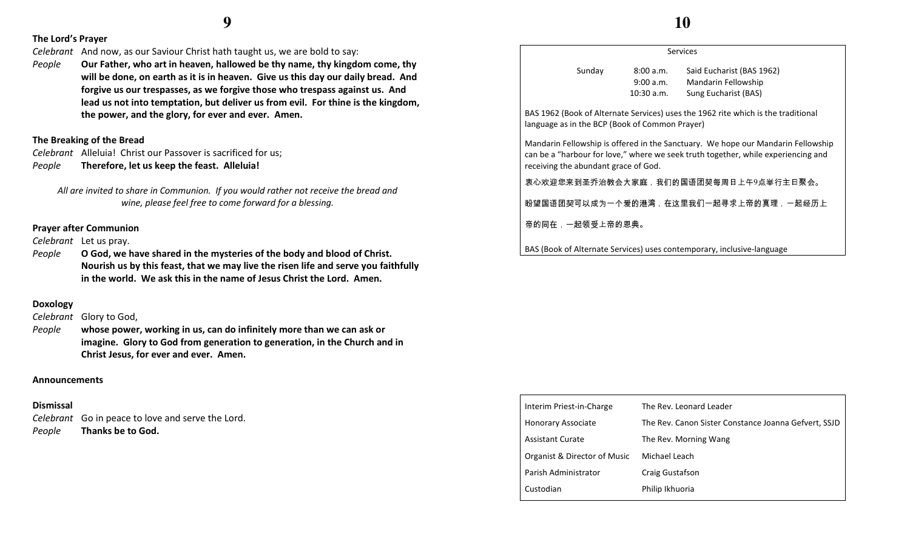### The Lord's Prayer

*Celebrant* And now, as our Saviour Christ hath taught us, we are bold to say:

*People* **Our Father, who art in heaven, hallowed be thy name, thy kingdom come, thy will be done, on earth as it is in heaven. Give us this day our daily bread. And forgive us our trespasses, as we forgive those who trespass against us. And lead us not into temptation, but deliver us from evil. For thine is the kingdom, the power, and the glory, for ever and ever. Amen.**

### The Breaking of the Bread

*Celebrant* Alleluia! Christ our Passover is sacrificed for us;

*People* **Therefore, let us keep the feast. Alleluia!**

*All are invited to share in Communion. If you would rather not receive the bread and wine, please feel free to come forward for a blessing.*

### Prayer after Communion

*Celebrant* Let us pray.

*People* **O God, we have shared in the mysteries of the body and blood of Christ. Nourish us by this feast, that we may live the risen life and serve you faithfully in the world. We ask this in the name of Jesus Christ the Lord. Amen.**

### Doxology

*Celebrant* Glory to God,

*People* **whose power, working in us, can do infinitely more than we can ask or imagine. Glory to God from generation to generation, in the Church and in Christ Jesus, for ever and ever. Amen.**

### Announcements

### Dismissal

*Celebrant* Go in peace to love and serve the Lord.

*People* **Thanks be to God.**

Services

| | | |
|---|---|---|
| Sunday | 8:00 a.m. | Said Eucharist (BAS 1962) |
| | 9:00 a.m. | Mandarin Fellowship |
| | 10:30 a.m. | Sung Eucharist (BAS) |

BAS 1962 (Book of Alternate Services) uses the 1962 rite which is the traditional language as in the BCP (Book of Common Prayer)

Mandarin Fellowship is offered in the Sanctuary. We hope our Mandarin Fellowship can be a "harbour for love," where we seek truth together, while experiencing and receiving the abundant grace of God.

衷心欢迎您来到圣乔治教会大家庭，我们的国语团契每周日上午9点举行主日聚会。

盼望国语团契可以成为一个爱的港湾，在这里我们一起寻求上帝的真理，一起经历上帝的同在，一起领受上帝的恩典。

BAS (Book of Alternate Services) uses contemporary, inclusive-language

| | |
|---|---|
| Interim Priest-in-Charge | The Rev. Leonard Leader |
| Honorary Associate | The Rev. Canon Sister Constance Joanna Gefvert, SSJD |
| Assistant Curate | The Rev. Morning Wang |
| Organist & Director of Music | Michael Leach |
| Parish Administrator | Craig Gustafson |
| Custodian | Philip Ikhuoria |